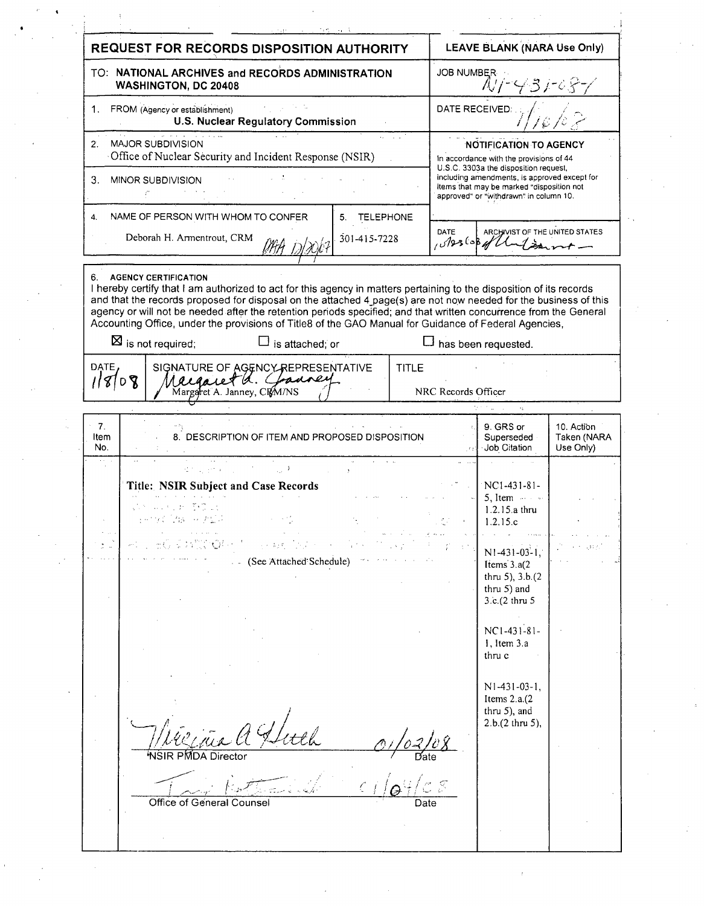# REQUEST FOR RECORDS DISPOSITION AUTHORITY

**LEAVE BLANK (NARA Use Only)**

TO: **NATIONAL ARCHIVES and RECORDS ADMINISTRATION WASHINGTON, DC 20408**

JOB NUMBER: N1-431-08-1

1. FROM (Agency or establishment): **U.S. Nuclear Regulatory Commission**

DATE RECEIVED: 1/16/08

2. MAJOR SUBDIVISION: Office of Nuclear Security and Incident Response (NSIR)

3. MINOR SUBDIVISION:

**NOTIFICATION TO AGENCY**

In accordance with the provisions of 44 U.S.C. 3303a the disposition request, including amendments, is approved except for items that may be marked "disposition not approved" or "withdrawn" in column 10.

4. NAME OF PERSON WITH WHOM TO CONFER: Deborah H. Armentrout, CRM (DHA 12/20/07)

5. TELEPHONE: 301-415-7228

DATE: 10/23/08

ARCHIVIST OF THE UNITED STATES: [signature]

6. **AGENCY CERTIFICATION**

I hereby certify that I am authorized to act for this agency in matters pertaining to the disposition of its records and that the records proposed for disposal on the attached 4 page(s) are not now needed for the business of this agency or will not be needed after the retention periods specified; and that written concurrence from the General Accounting Office, under the provisions of Title8 of the GAO Manual for Guidance of Federal Agencies,

☒ is not required; ☐ is attached; or ☐ has been requested.

| DATE | SIGNATURE OF AGENCY REPRESENTATIVE | TITLE |
|---|---|---|
| 1/8/08 | Margaret A. Janney, CRM/NS | NRC Records Officer |

| 7. Item No. | 8. DESCRIPTION OF ITEM AND PROPOSED DISPOSITION | 9. GRS or Superseded Job Citation | 10. Action Taken (NARA Use Only) |
|---|---|---|---|
| | **Title: NSIR Subject and Case Records**<br><br>(See Attached Schedule)<br><br>[signature] 01/02/08<br>NSIR PMDA Director / Date<br><br>[signature] 01/04/08<br>Office of General Counsel / Date | NC1-431-81-5, Item 1.2.15.a thru 1.2.15.c<br><br>N1-431-03-1, Items 3.a(2 thru 5), 3.b.(2 thru 5) and 3.c.(2 thru 5<br><br>NC1-431-81-1, Item 3.a thru c<br><br>N1-431-03-1, Items 2.a.(2 thru 5), and 2.b.(2 thru 5), | |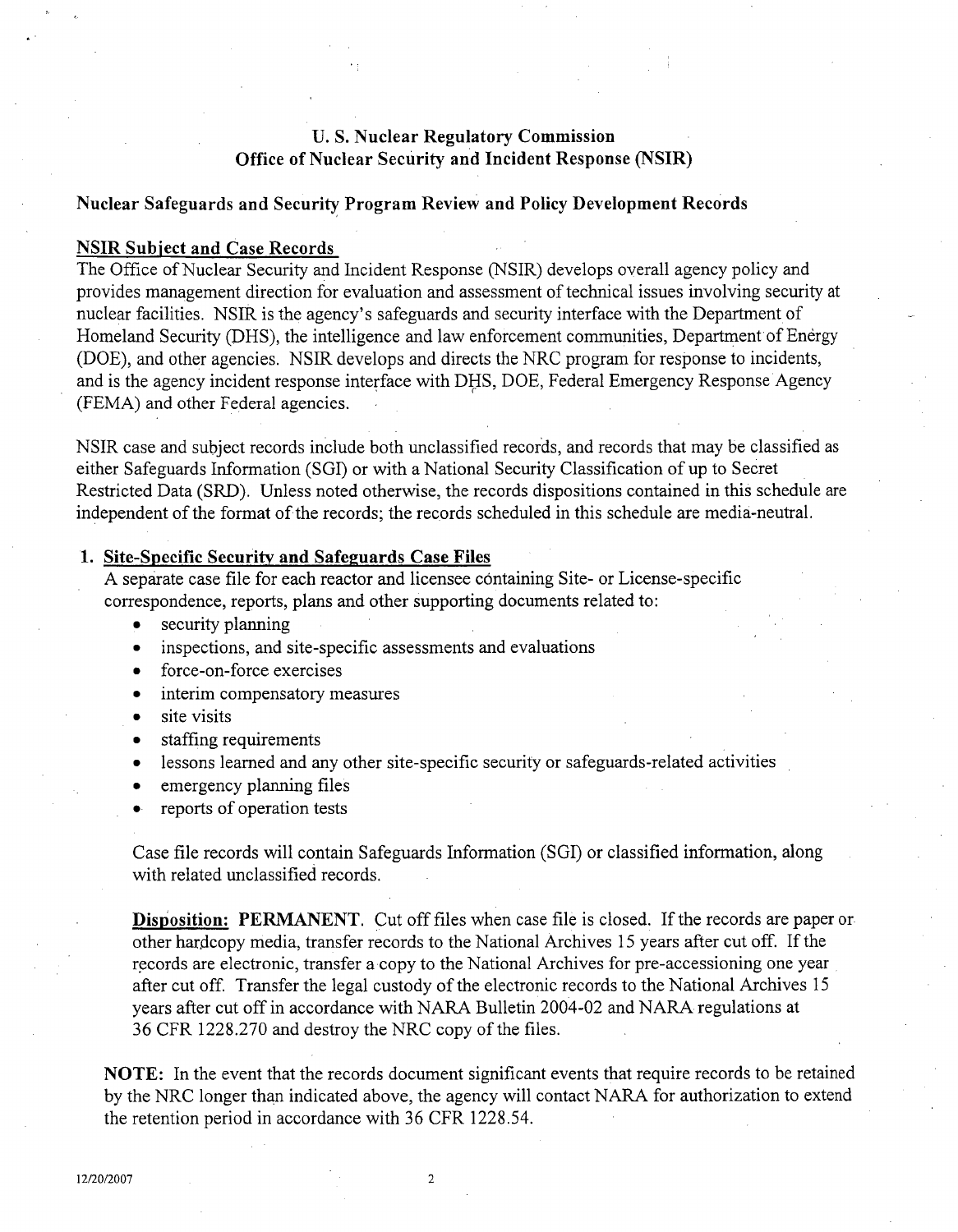## U. S. Nuclear Regulatory Commission
## Office of Nuclear Security and Incident Response (NSIR)

### Nuclear Safeguards and Security Program Review and Policy Development Records

#### NSIR Subject and Case Records

The Office of Nuclear Security and Incident Response (NSIR) develops overall agency policy and provides management direction for evaluation and assessment of technical issues involving security at nuclear facilities. NSIR is the agency's safeguards and security interface with the Department of Homeland Security (DHS), the intelligence and law enforcement communities, Department of Energy (DOE), and other agencies. NSIR develops and directs the NRC program for response to incidents, and is the agency incident response interface with DHS, DOE, Federal Emergency Response Agency (FEMA) and other Federal agencies.

NSIR case and subject records include both unclassified records, and records that may be classified as either Safeguards Information (SGI) or with a National Security Classification of up to Secret Restricted Data (SRD). Unless noted otherwise, the records dispositions contained in this schedule are independent of the format of the records; the records scheduled in this schedule are media-neutral.

**1. Site-Specific Security and Safeguards Case Files**

A separate case file for each reactor and licensee containing Site- or License-specific correspondence, reports, plans and other supporting documents related to:

- security planning
- inspections, and site-specific assessments and evaluations
- force-on-force exercises
- interim compensatory measures
- site visits
- staffing requirements
- lessons learned and any other site-specific security or safeguards-related activities
- emergency planning files
- reports of operation tests

Case file records will contain Safeguards Information (SGI) or classified information, along with related unclassified records.

**Disposition: PERMANENT**. Cut off files when case file is closed. If the records are paper or other hardcopy media, transfer records to the National Archives 15 years after cut off. If the records are electronic, transfer a copy to the National Archives for pre-accessioning one year after cut off. Transfer the legal custody of the electronic records to the National Archives 15 years after cut off in accordance with NARA Bulletin 2004-02 and NARA regulations at 36 CFR 1228.270 and destroy the NRC copy of the files.

**NOTE:** In the event that the records document significant events that require records to be retained by the NRC longer than indicated above, the agency will contact NARA for authorization to extend the retention period in accordance with 36 CFR 1228.54.

12/20/2007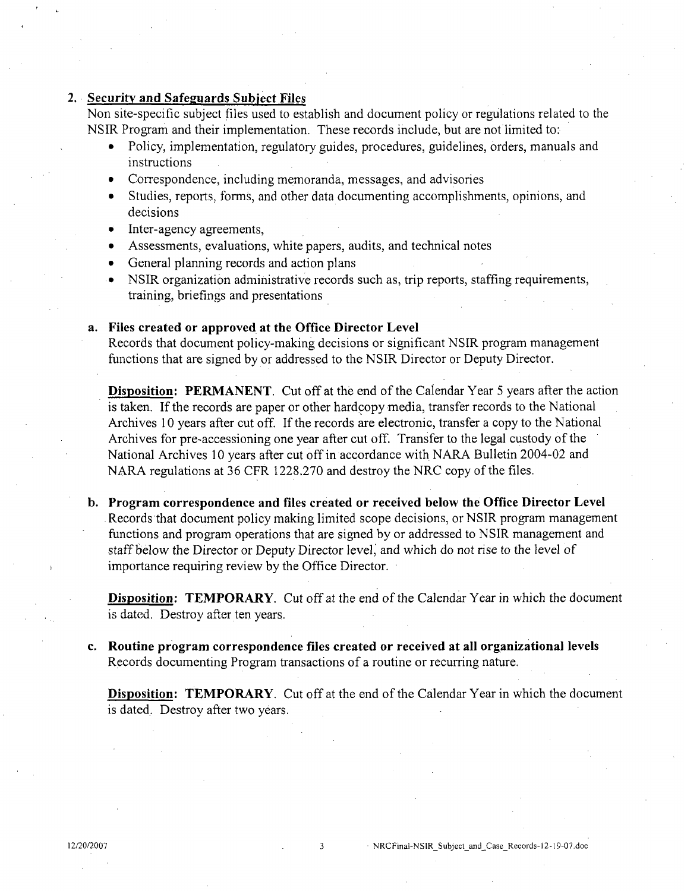## 2. Security and Safeguards Subject Files

Non site-specific subject files used to establish and document policy or regulations related to the NSIR Program and their implementation. These records include, but are not limited to:

- Policy, implementation, regulatory guides, procedures, guidelines, orders, manuals and instructions
- Correspondence, including memoranda, messages, and advisories
- Studies, reports, forms, and other data documenting accomplishments, opinions, and decisions
- Inter-agency agreements,
- Assessments, evaluations, white papers, audits, and technical notes
- General planning records and action plans
- NSIR organization administrative records such as, trip reports, staffing requirements, training, briefings and presentations

### a. Files created or approved at the Office Director Level

Records that document policy-making decisions or significant NSIR program management functions that are signed by or addressed to the NSIR Director or Deputy Director.

**Disposition: PERMANENT**. Cut off at the end of the Calendar Year 5 years after the action is taken. If the records are paper or other hardcopy media, transfer records to the National Archives 10 years after cut off. If the records are electronic, transfer a copy to the National Archives for pre-accessioning one year after cut off. Transfer to the legal custody of the National Archives 10 years after cut off in accordance with NARA Bulletin 2004-02 and NARA regulations at 36 CFR 1228.270 and destroy the NRC copy of the files.

### b. Program correspondence and files created or received below the Office Director Level

Records that document policy making limited scope decisions, or NSIR program management functions and program operations that are signed by or addressed to NSIR management and staff below the Director or Deputy Director level; and which do not rise to the level of importance requiring review by the Office Director.

**Disposition: TEMPORARY**. Cut off at the end of the Calendar Year in which the document is dated. Destroy after ten years.

### c. Routine program correspondence files created or received at all organizational levels

Records documenting Program transactions of a routine or recurring nature.

**Disposition: TEMPORARY**. Cut off at the end of the Calendar Year in which the document is dated. Destroy after two years.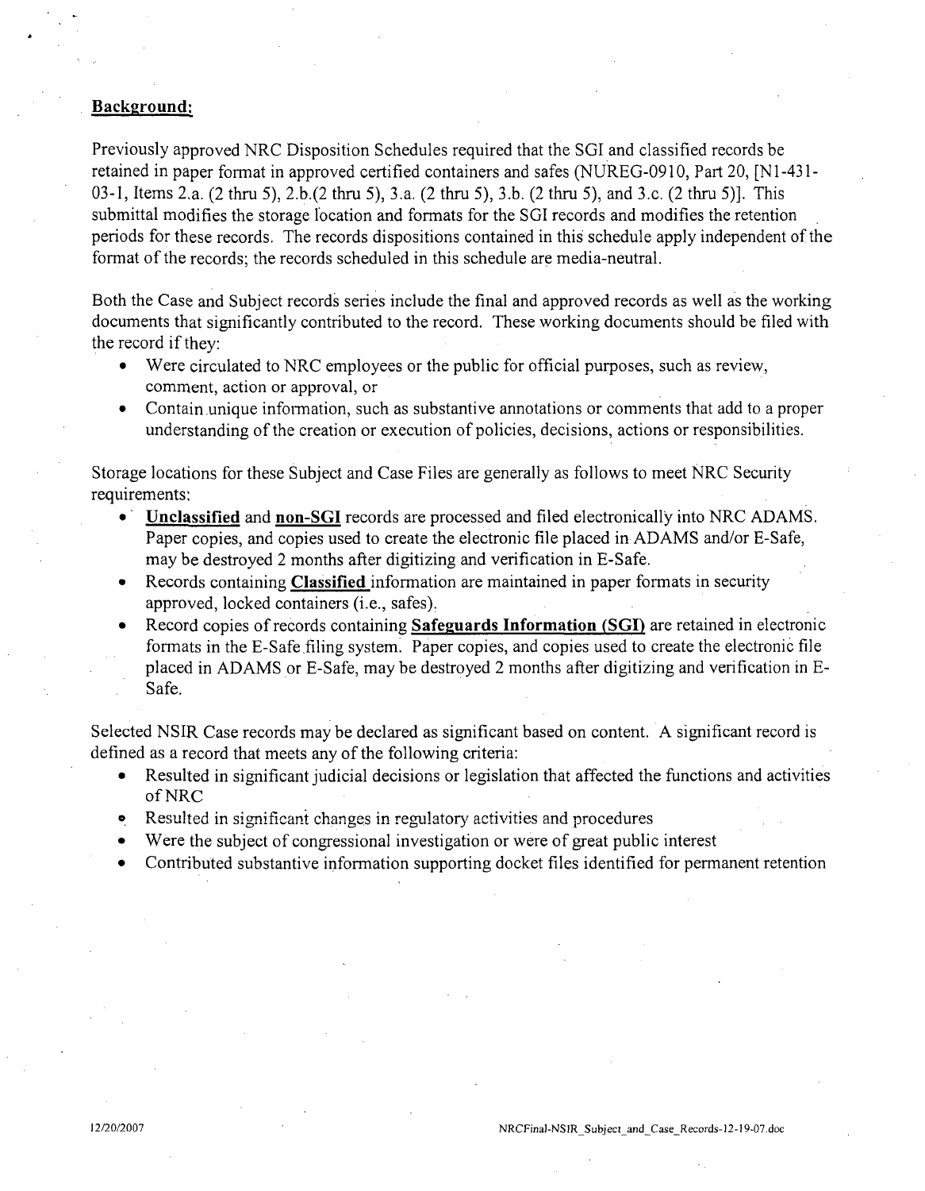## **Background:**

Previously approved NRC Disposition Schedules required that the SGI and classified records be retained in paper format in approved certified containers and safes (NUREG-0910, Part 20, [N1-431-03-1, Items 2.a. (2 thru 5), 2.b.(2 thru 5), 3.a. (2 thru 5), 3.b. (2 thru 5), and 3.c. (2 thru 5)]. This submittal modifies the storage location and formats for the SGI records and modifies the retention periods for these records. The records dispositions contained in this schedule apply independent of the format of the records; the records scheduled in this schedule are media-neutral.

Both the Case and Subject records series include the final and approved records as well as the working documents that significantly contributed to the record. These working documents should be filed with the record if they:

- Were circulated to NRC employees or the public for official purposes, such as review, comment, action or approval, or
- Contain unique information, such as substantive annotations or comments that add to a proper understanding of the creation or execution of policies, decisions, actions or responsibilities.

Storage locations for these Subject and Case Files are generally as follows to meet NRC Security requirements:

- **Unclassified** and **non-SGI** records are processed and filed electronically into NRC ADAMS. Paper copies, and copies used to create the electronic file placed in ADAMS and/or E-Safe, may be destroyed 2 months after digitizing and verification in E-Safe.
- Records containing **Classified** information are maintained in paper formats in security approved, locked containers (i.e., safes).
- Record copies of records containing **Safeguards Information (SGI)** are retained in electronic formats in the E-Safe filing system. Paper copies, and copies used to create the electronic file placed in ADAMS or E-Safe, may be destroyed 2 months after digitizing and verification in E-Safe.

Selected NSIR Case records may be declared as significant based on content. A significant record is defined as a record that meets any of the following criteria:

- Resulted in significant judicial decisions or legislation that affected the functions and activities of NRC
- Resulted in significant changes in regulatory activities and procedures
- Were the subject of congressional investigation or were of great public interest
- Contributed substantive information supporting docket files identified for permanent retention